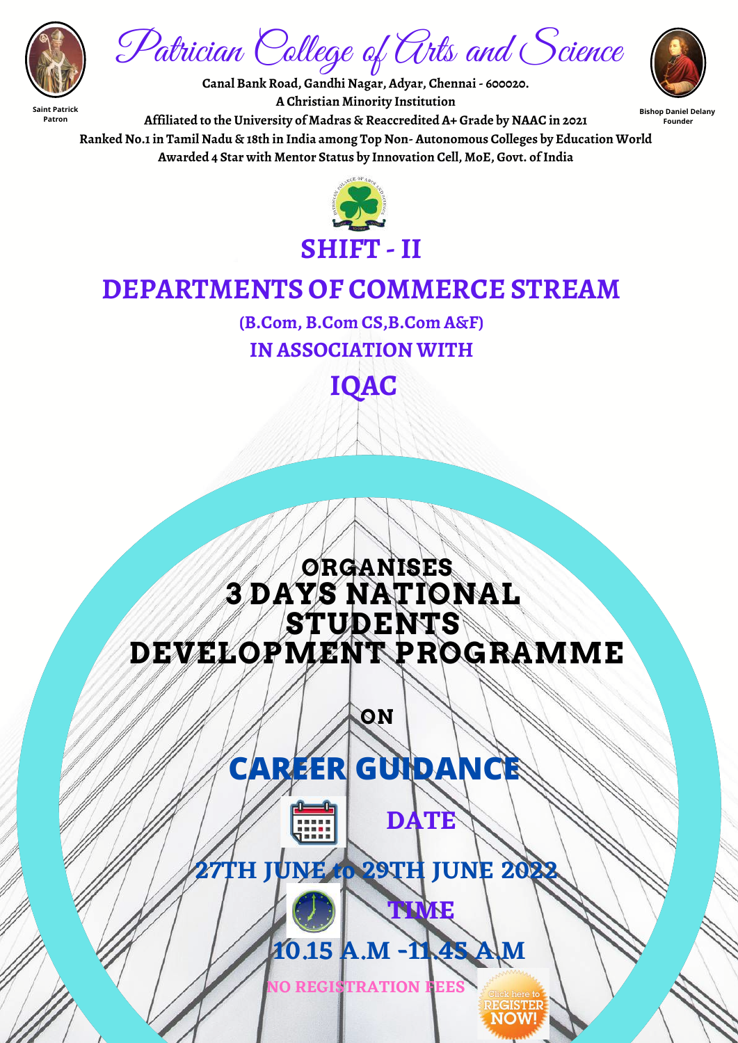# Patrician College of Arts and Science

Saint Patrick
Patron

Bishop Daniel Delany
Founder

**Canal Bank Road, Gandhi Nagar, Adyar, Chennai - 600020.**
**A Christian Minority Institution**
**Affiliated to the University of Madras & Reaccredited A+ Grade by NAAC in 2021**
**Ranked No.1 in Tamil Nadu & 18th in India among Top Non- Autonomous Colleges by Education World**
**Awarded 4 Star with Mentor Status by Innovation Cell, MoE, Govt. of India**

## SHIFT - II

## DEPARTMENTS OF COMMERCE STREAM

**(B.Com, B.Com CS,B.Com A&F)**

**IN ASSOCIATION WITH**

## IQAC

## ORGANISES 3 DAYS NATIONAL STUDENTS DEVELOPMENT PROGRAMME

**ON**

# CAREER GUIDANCE

**DATE**

**27TH JUNE to 29TH JUNE 2022**

**TIME**

**10.15 A.M -11.45 A.M**

**NO REGISTRATION FEES**

Click here to REGISTER NOW!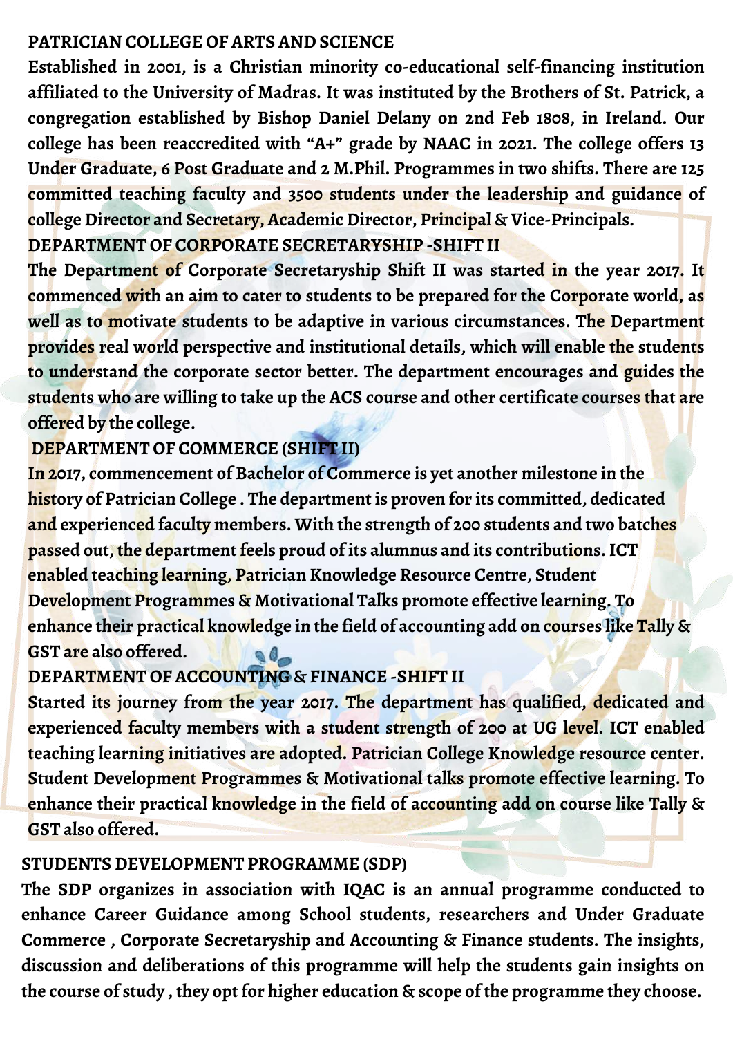## PATRICIAN COLLEGE OF ARTS AND SCIENCE

**Established in 2001, is a Christian minority co-educational self-financing institution affiliated to the University of Madras. It was instituted by the Brothers of St. Patrick, a congregation established by Bishop Daniel Delany on 2nd Feb 1808, in Ireland. Our college has been reaccredited with "A+" grade by NAAC in 2021. The college offers 13 Under Graduate, 6 Post Graduate and 2 M.Phil. Programmes in two shifts. There are 125 committed teaching faculty and 3500 students under the leadership and guidance of college Director and Secretary, Academic Director, Principal & Vice-Principals.**

## DEPARTMENT OF CORPORATE SECRETARYSHIP -SHIFT II

**The Department of Corporate Secretaryship Shift II was started in the year 2017. It commenced with an aim to cater to students to be prepared for the Corporate world, as well as to motivate students to be adaptive in various circumstances. The Department provides real world perspective and institutional details, which will enable the students to understand the corporate sector better. The department encourages and guides the students who are willing to take up the ACS course and other certificate courses that are offered by the college.**

## DEPARTMENT OF COMMERCE (SHIFT II)

**In 2017, commencement of Bachelor of Commerce is yet another milestone in the history of Patrician College . The department is proven for its committed, dedicated and experienced faculty members. With the strength of 200 students and two batches passed out, the department feels proud of its alumnus and its contributions. ICT enabled teaching learning, Patrician Knowledge Resource Centre, Student Development Programmes & Motivational Talks promote effective learning. To enhance their practical knowledge in the field of accounting add on courses like Tally & GST are also offered.**

## DEPARTMENT OF ACCOUNTING & FINANCE -SHIFT II

**Started its journey from the year 2017. The department has qualified, dedicated and experienced faculty members with a student strength of 200 at UG level. ICT enabled teaching learning initiatives are adopted. Patrician College Knowledge resource center. Student Development Programmes & Motivational talks promote effective learning. To enhance their practical knowledge in the field of accounting add on course like Tally & GST also offered.**

## STUDENTS DEVELOPMENT PROGRAMME (SDP)

**The SDP organizes in association with IQAC is an annual programme conducted to enhance Career Guidance among School students, researchers and Under Graduate Commerce , Corporate Secretaryship and Accounting & Finance students. The insights, discussion and deliberations of this programme will help the students gain insights on the course of study , they opt for higher education & scope of the programme they choose.**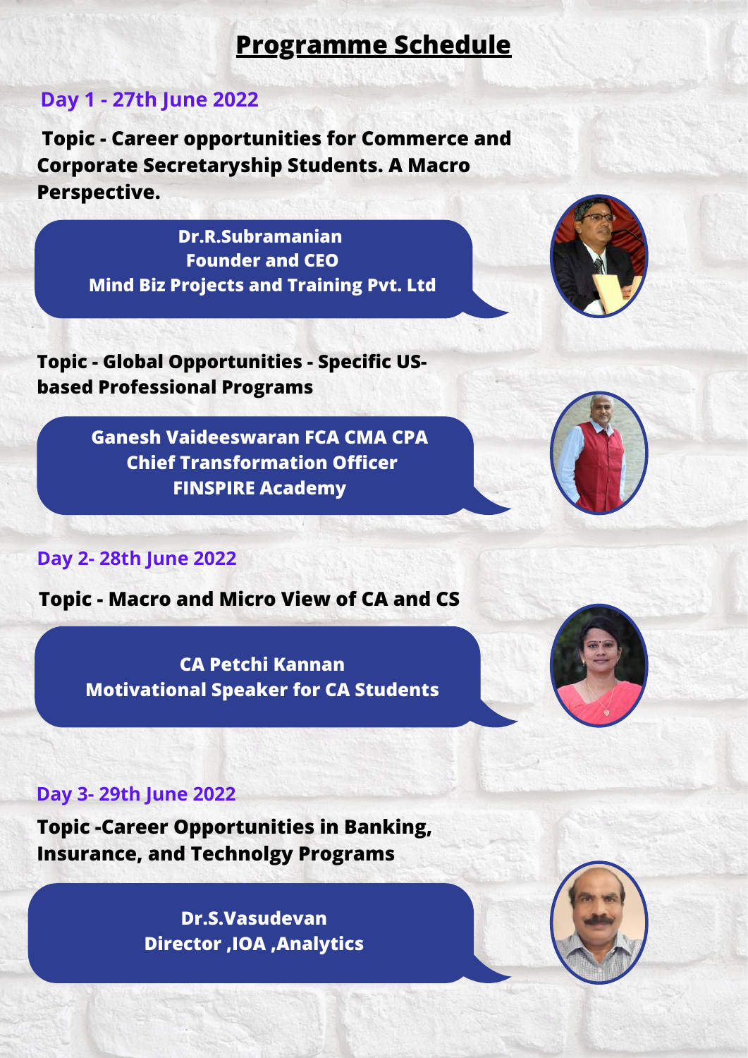# Programme Schedule

## Day 1 - 27th June 2022

**Topic - Career opportunities for Commerce and Corporate Secretaryship Students. A Macro Perspective.**

**Dr.R.Subramanian**
**Founder and CEO**
**Mind Biz Projects and Training Pvt. Ltd**

**Topic - Global Opportunities - Specific US-based Professional Programs**

**Ganesh Vaideeswaran FCA CMA CPA**
**Chief Transformation Officer**
**FINSPIRE Academy**

## Day 2- 28th June 2022

**Topic - Macro and Micro View of CA and CS**

**CA Petchi Kannan**
**Motivational Speaker for CA Students**

## Day 3- 29th June 2022

**Topic -Career Opportunities in Banking, Insurance, and Technolgy Programs**

**Dr.S.Vasudevan**
**Director ,IOA ,Analytics**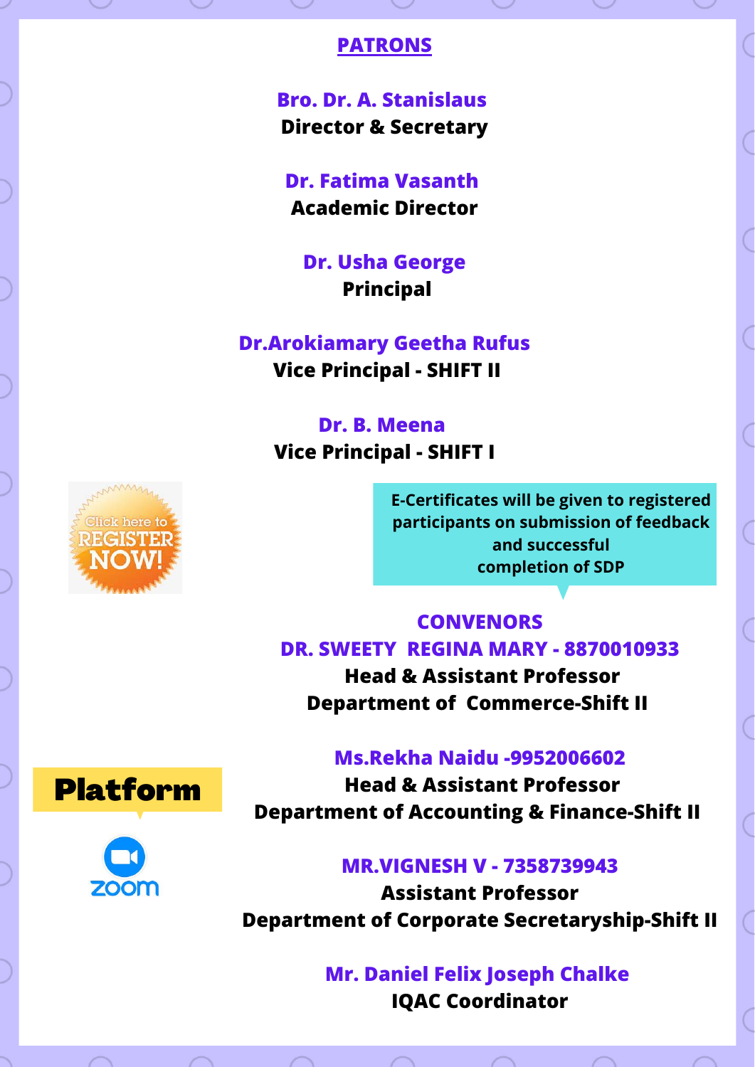## PATRONS

**Bro. Dr. A. Stanislaus**
**Director & Secretary**

**Dr. Fatima Vasanth**
**Academic Director**

**Dr. Usha George**
**Principal**

**Dr.Arokiamary Geetha Rufus**
**Vice Principal - SHIFT II**

**Dr. B. Meena**
**Vice Principal - SHIFT I**

Click here to REGISTER NOW!

E-Certificates will be given to registered participants on submission of feedback and successful completion of SDP

## CONVENORS

**DR. SWEETY REGINA MARY - 8870010933**
**Head & Assistant Professor**
**Department of Commerce-Shift II**

**Ms.Rekha Naidu -9952006602**
**Head & Assistant Professor**
**Department of Accounting & Finance-Shift II**

**MR.VIGNESH V - 7358739943**
**Assistant Professor**
**Department of Corporate Secretaryship-Shift II**

**Mr. Daniel Felix Joseph Chalke**
**IQAC Coordinator**

**Platform**

zoom